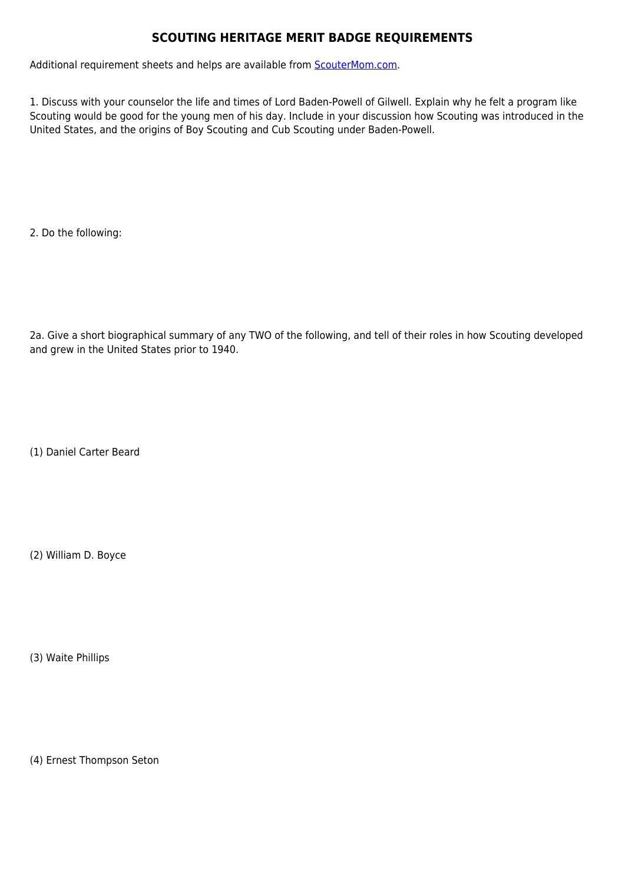# SCOUTING HERITAGE MERIT BADGE REQUIREMENTS

Additional requirement sheets and helps are available from [ScouterMom.com](ScouterMom.com).

1. Discuss with your counselor the life and times of Lord Baden-Powell of Gilwell. Explain why he felt a program like Scouting would be good for the young men of his day. Include in your discussion how Scouting was introduced in the United States, and the origins of Boy Scouting and Cub Scouting under Baden-Powell.

2. Do the following:

2a. Give a short biographical summary of any TWO of the following, and tell of their roles in how Scouting developed and grew in the United States prior to 1940.

(1) Daniel Carter Beard

(2) William D. Boyce

(3) Waite Phillips

(4) Ernest Thompson Seton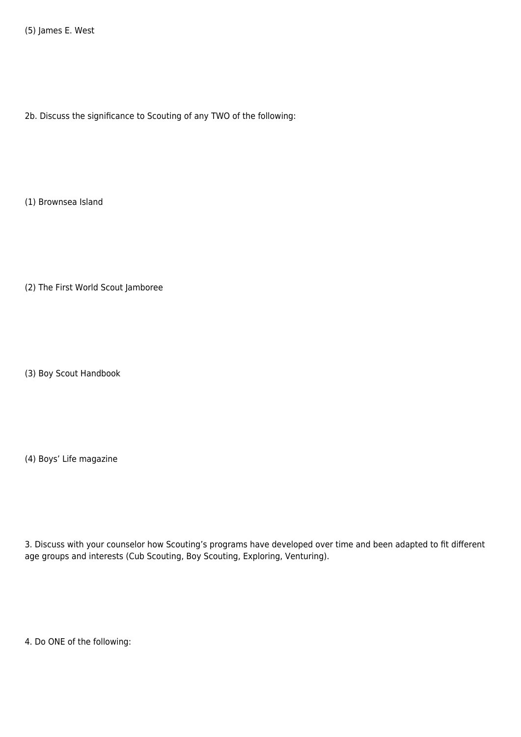(5) James E. West

2b. Discuss the significance to Scouting of any TWO of the following:

(1) Brownsea Island

(2) The First World Scout Jamboree

(3) Boy Scout Handbook

(4) Boys' Life magazine

3. Discuss with your counselor how Scouting's programs have developed over time and been adapted to fit different age groups and interests (Cub Scouting, Boy Scouting, Exploring, Venturing).

4. Do ONE of the following: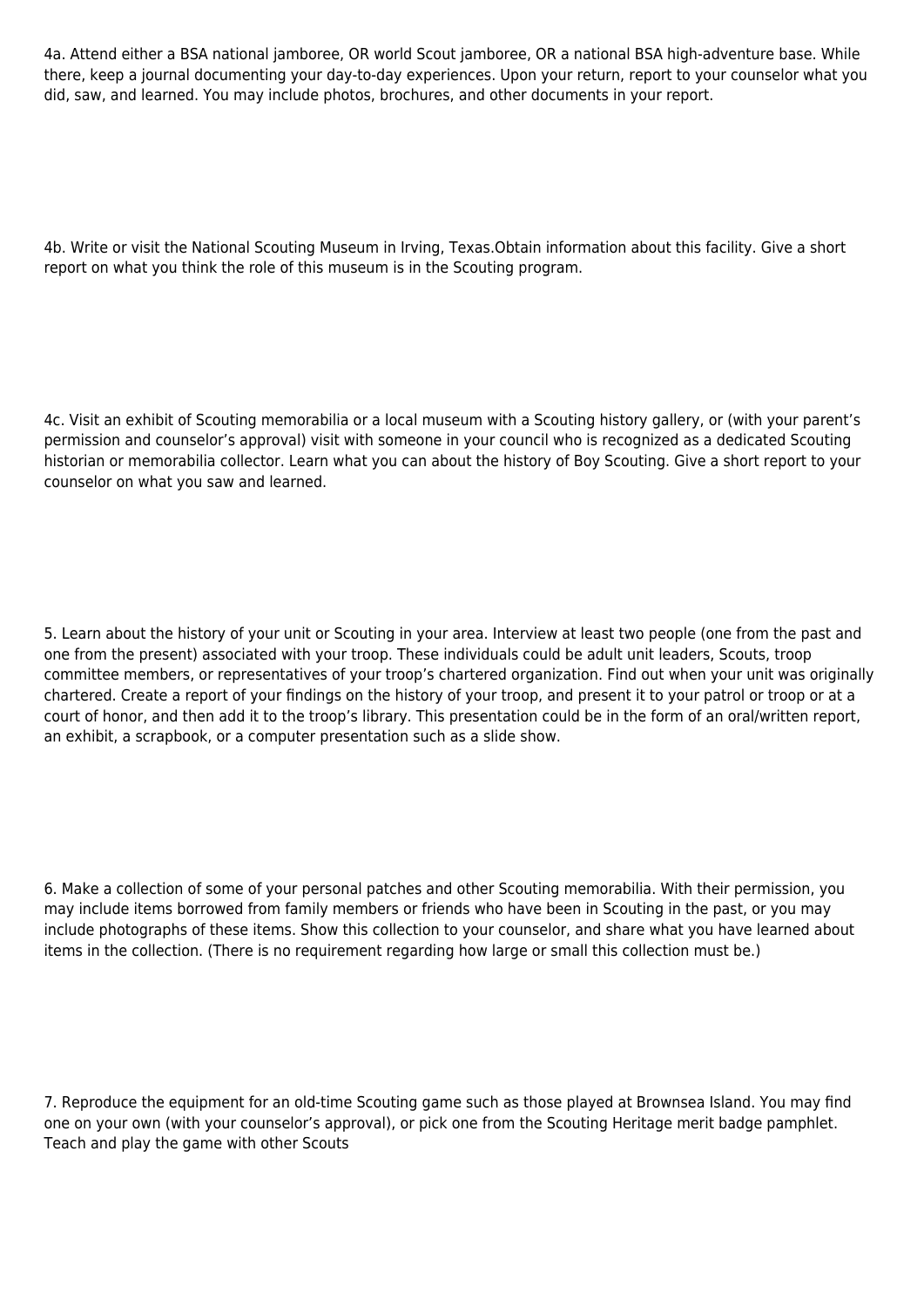4a. Attend either a BSA national jamboree, OR world Scout jamboree, OR a national BSA high-adventure base. While there, keep a journal documenting your day-to-day experiences. Upon your return, report to your counselor what you did, saw, and learned. You may include photos, brochures, and other documents in your report.

4b. Write or visit the National Scouting Museum in Irving, Texas.Obtain information about this facility. Give a short report on what you think the role of this museum is in the Scouting program.

4c. Visit an exhibit of Scouting memorabilia or a local museum with a Scouting history gallery, or (with your parent's permission and counselor's approval) visit with someone in your council who is recognized as a dedicated Scouting historian or memorabilia collector. Learn what you can about the history of Boy Scouting. Give a short report to your counselor on what you saw and learned.

5. Learn about the history of your unit or Scouting in your area. Interview at least two people (one from the past and one from the present) associated with your troop. These individuals could be adult unit leaders, Scouts, troop committee members, or representatives of your troop's chartered organization. Find out when your unit was originally chartered. Create a report of your findings on the history of your troop, and present it to your patrol or troop or at a court of honor, and then add it to the troop's library. This presentation could be in the form of an oral/written report, an exhibit, a scrapbook, or a computer presentation such as a slide show.

6. Make a collection of some of your personal patches and other Scouting memorabilia. With their permission, you may include items borrowed from family members or friends who have been in Scouting in the past, or you may include photographs of these items. Show this collection to your counselor, and share what you have learned about items in the collection. (There is no requirement regarding how large or small this collection must be.)

7. Reproduce the equipment for an old-time Scouting game such as those played at Brownsea Island. You may find one on your own (with your counselor's approval), or pick one from the Scouting Heritage merit badge pamphlet. Teach and play the game with other Scouts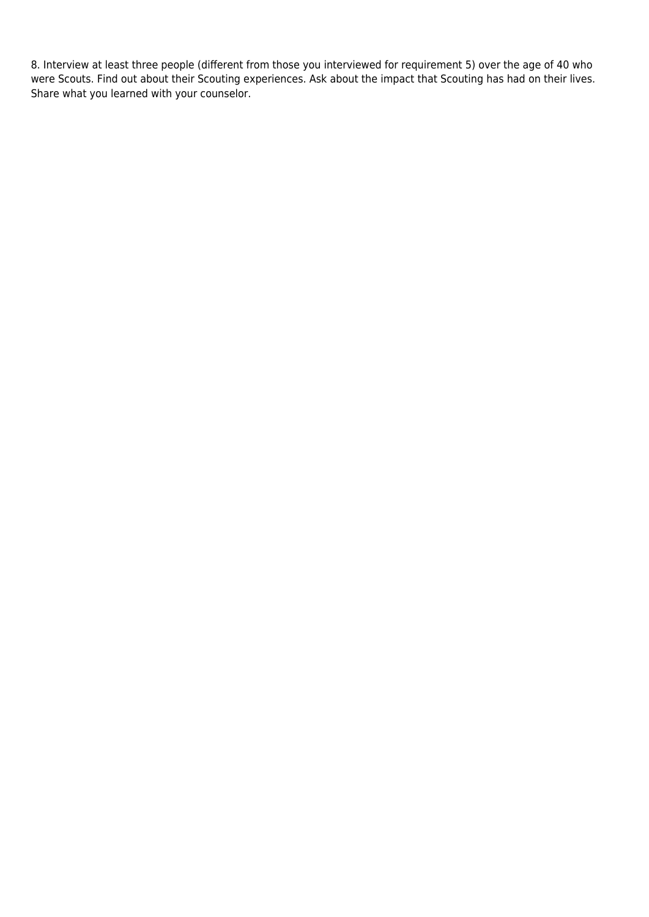8. Interview at least three people (different from those you interviewed for requirement 5) over the age of 40 who were Scouts. Find out about their Scouting experiences. Ask about the impact that Scouting has had on their lives. Share what you learned with your counselor.